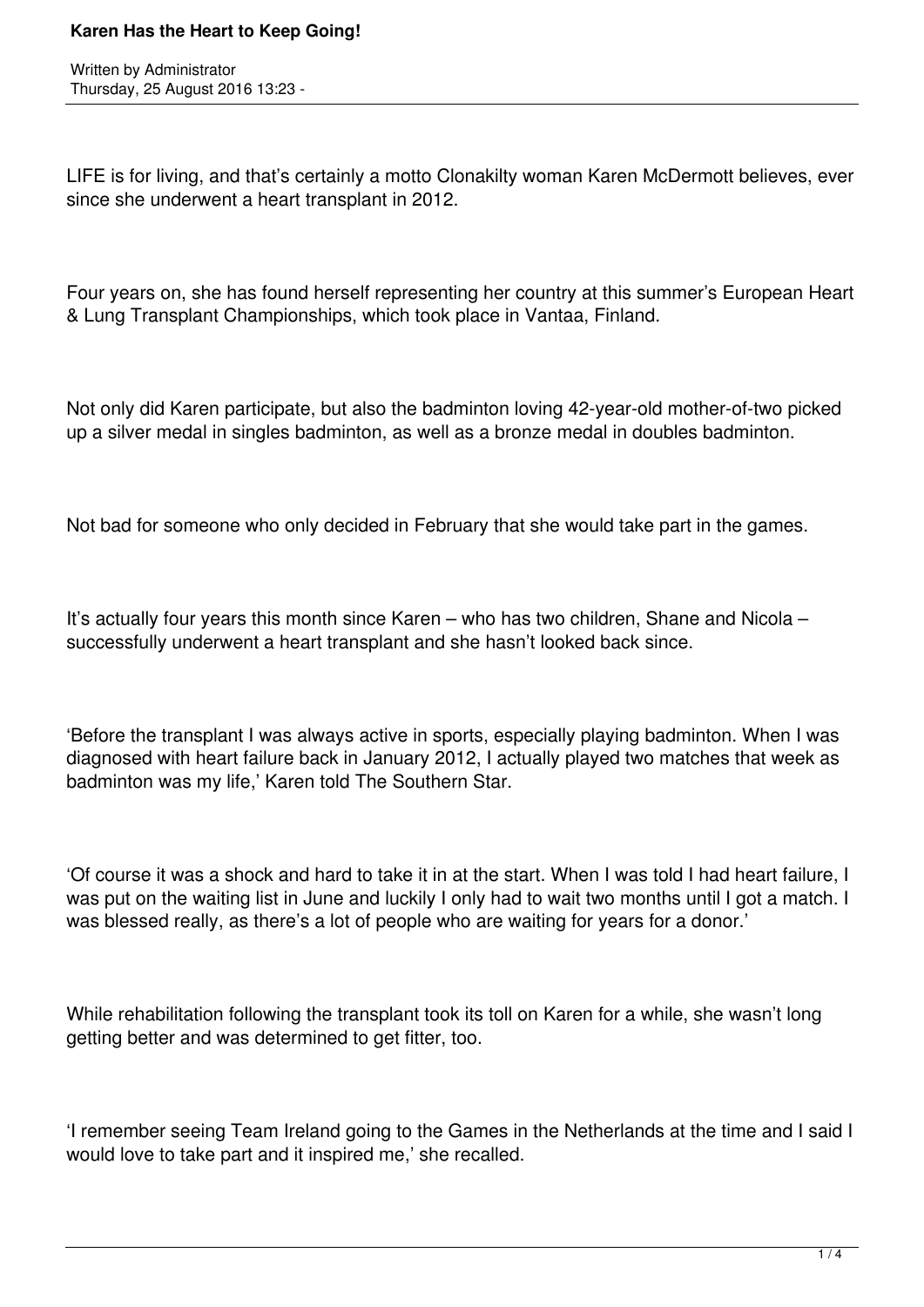# Karen Has the Heart to Keep Going!

Written by Administrator
Thursday, 25 August 2016 13:23 -

LIFE is for living, and that's certainly a motto Clonakilty woman Karen McDermott believes, ever since she underwent a heart transplant in 2012.

Four years on, she has found herself representing her country at this summer's European Heart & Lung Transplant Championships, which took place in Vantaa, Finland.

Not only did Karen participate, but also the badminton loving 42-year-old mother-of-two picked up a silver medal in singles badminton, as well as a bronze medal in doubles badminton.

Not bad for someone who only decided in February that she would take part in the games.

It's actually four years this month since Karen – who has two children, Shane and Nicola – successfully underwent a heart transplant and she hasn't looked back since.

'Before the transplant I was always active in sports, especially playing badminton. When I was diagnosed with heart failure back in January 2012, I actually played two matches that week as badminton was my life,' Karen told The Southern Star.

'Of course it was a shock and hard to take it in at the start. When I was told I had heart failure, I was put on the waiting list in June and luckily I only had to wait two months until I got a match. I was blessed really, as there's a lot of people who are waiting for years for a donor.'

While rehabilitation following the transplant took its toll on Karen for a while, she wasn't long getting better and was determined to get fitter, too.

'I remember seeing Team Ireland going to the Games in the Netherlands at the time and I said I would love to take part and it inspired me,' she recalled.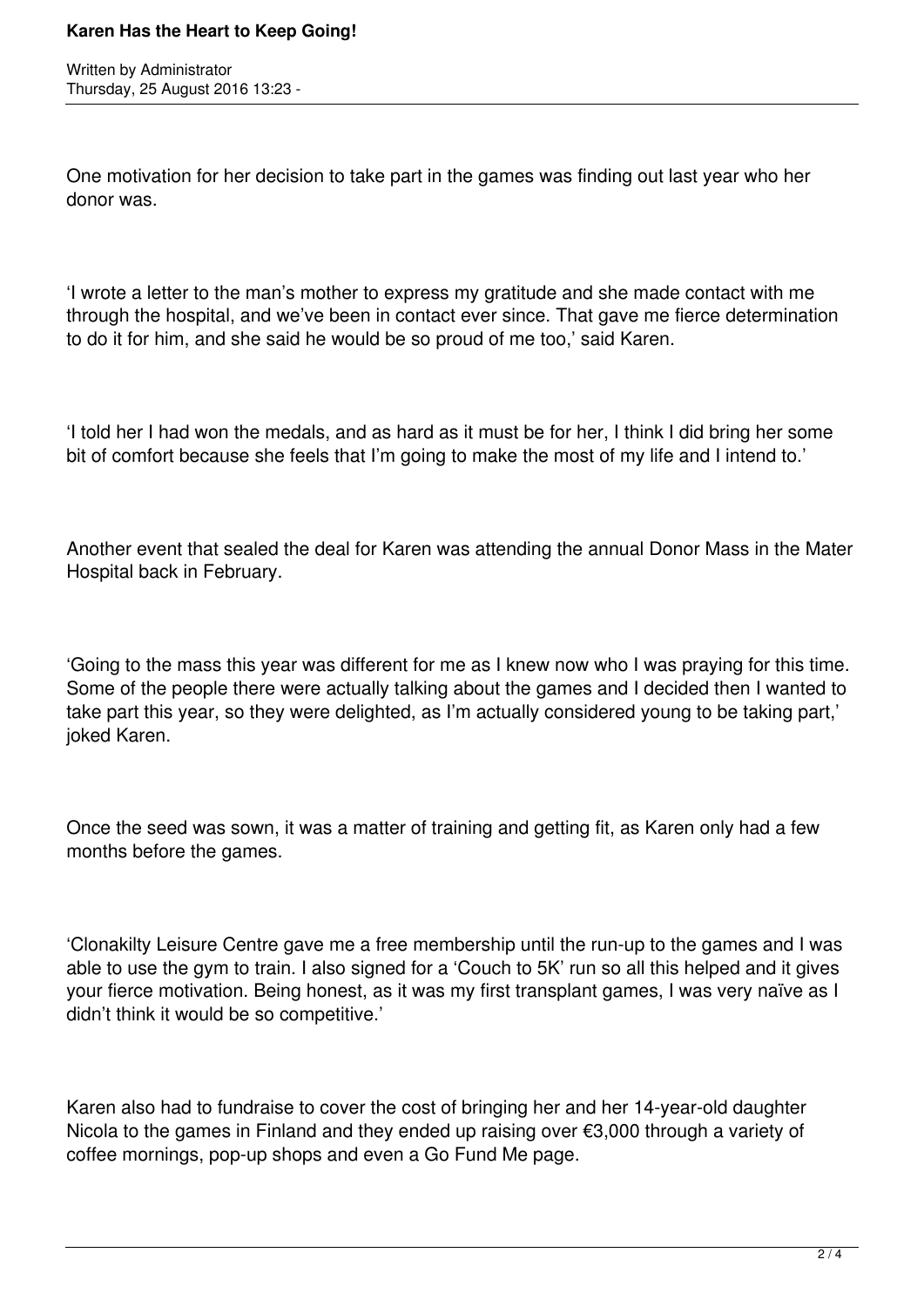One motivation for her decision to take part in the games was finding out last year who her donor was.

'I wrote a letter to the man's mother to express my gratitude and she made contact with me through the hospital, and we've been in contact ever since. That gave me fierce determination to do it for him, and she said he would be so proud of me too,' said Karen.

'I told her I had won the medals, and as hard as it must be for her, I think I did bring her some bit of comfort because she feels that I'm going to make the most of my life and I intend to.'

Another event that sealed the deal for Karen was attending the annual Donor Mass in the Mater Hospital back in February.

'Going to the mass this year was different for me as I knew now who I was praying for this time. Some of the people there were actually talking about the games and I decided then I wanted to take part this year, so they were delighted, as I'm actually considered young to be taking part,' joked Karen.

Once the seed was sown, it was a matter of training and getting fit, as Karen only had a few months before the games.

'Clonakilty Leisure Centre gave me a free membership until the run-up to the games and I was able to use the gym to train. I also signed for a 'Couch to 5K' run so all this helped and it gives your fierce motivation. Being honest, as it was my first transplant games, I was very naïve as I didn't think it would be so competitive.'

Karen also had to fundraise to cover the cost of bringing her and her 14-year-old daughter Nicola to the games in Finland and they ended up raising over €3,000 through a variety of coffee mornings, pop-up shops and even a Go Fund Me page.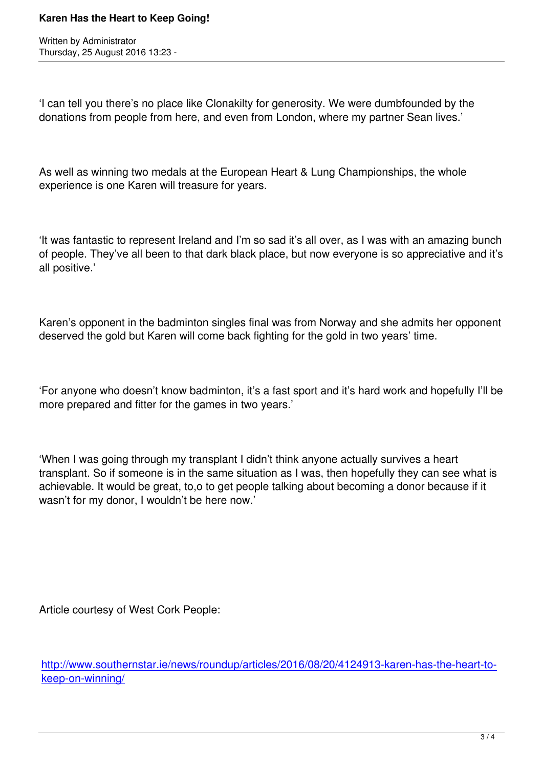'I can tell you there's no place like Clonakilty for generosity. We were dumbfounded by the donations from people from here, and even from London, where my partner Sean lives.'

As well as winning two medals at the European Heart & Lung Championships, the whole experience is one Karen will treasure for years.

'It was fantastic to represent Ireland and I'm so sad it's all over, as I was with an amazing bunch of people. They've all been to that dark black place, but now everyone is so appreciative and it's all positive.'

Karen's opponent in the badminton singles final was from Norway and she admits her opponent deserved the gold but Karen will come back fighting for the gold in two years' time.

'For anyone who doesn't know badminton, it's a fast sport and it's hard work and hopefully I'll be more prepared and fitter for the games in two years.'

'When I was going through my transplant I didn't think anyone actually survives a heart transplant. So if someone is in the same situation as I was, then hopefully they can see what is achievable. It would be great, to,o to get people talking about becoming a donor because if it wasn't for my donor, I wouldn't be here now.'

Article courtesy of West Cork People:

[http://www.southernstar.ie/news/roundup/articles/2016/08/20/4124913-karen-has-the-heart-to-keep-on-winning/](http://www.southernstar.ie/news/roundup/articles/2016/08/20/4124913-karen-has-the-heart-to-keep-on-winning/)